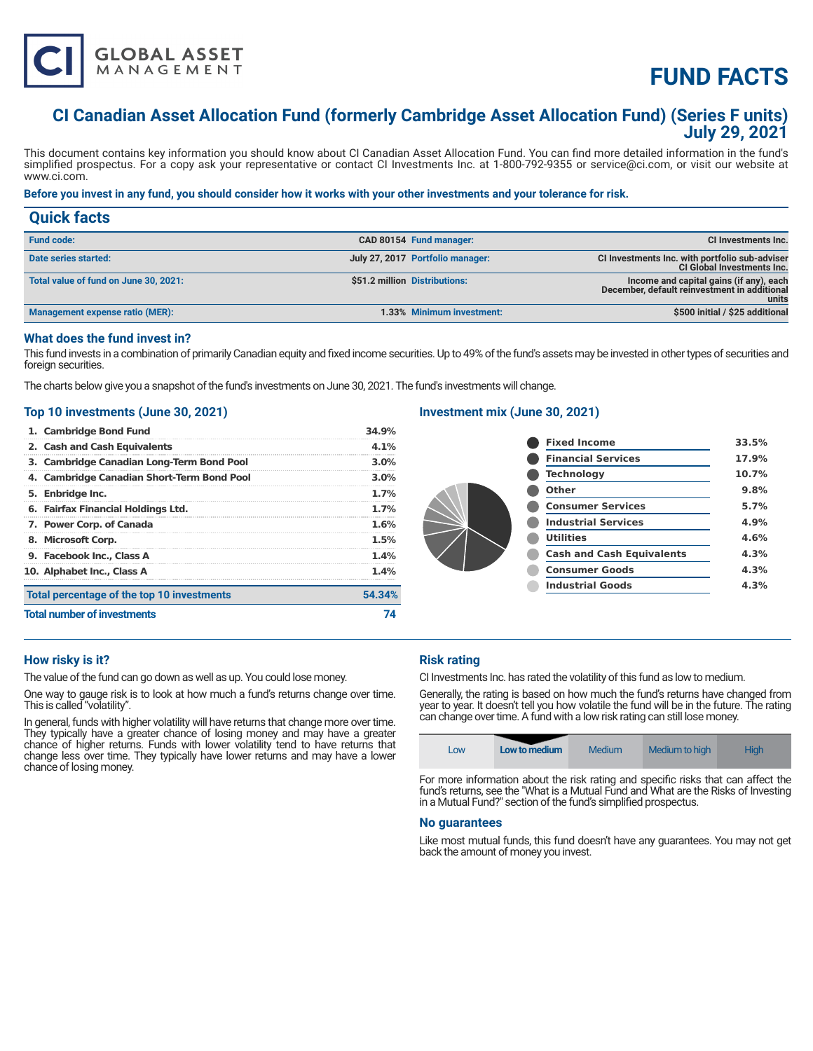# FUND FACTS

## CI Canadian Asset Allocation Fund (formerly Cambridge Asset Allocation Fund) (Series F units)
## July 29, 2021

This document contains key information you should know about CI Canadian Asset Allocation Fund. You can find more detailed information in the fund's simplified prospectus. For a copy ask your representative or contact CI Investments Inc. at 1-800-792-9355 or service@ci.com, or visit our website at www.ci.com.

**Before you invest in any fund, you should consider how it works with your other investments and your tolerance for risk.**

## Quick facts

| | | | |
|---|---|---|---|
| **Fund code:** | CAD 80154 | **Fund manager:** | CI Investments Inc. |
| **Date series started:** | July 27, 2017 | **Portfolio manager:** | CI Investments Inc. with portfolio sub-adviser CI Global Investments Inc. |
| **Total value of fund on June 30, 2021:** | $51.2 million | **Distributions:** | Income and capital gains (if any), each December, default reinvestment in additional units |
| **Management expense ratio (MER):** | 1.33% | **Minimum investment:** | $500 initial / $25 additional |

### What does the fund invest in?

This fund invests in a combination of primarily Canadian equity and fixed income securities. Up to 49% of the fund's assets may be invested in other types of securities and foreign securities.

The charts below give you a snapshot of the fund's investments on June 30, 2021. The fund's investments will change.

### Top 10 investments (June 30, 2021)

| Investment | % |
|---|---|
| 1. Cambridge Bond Fund | 34.9% |
| 2. Cash and Cash Equivalents | 4.1% |
| 3. Cambridge Canadian Long-Term Bond Pool | 3.0% |
| 4. Cambridge Canadian Short-Term Bond Pool | 3.0% |
| 5. Enbridge Inc. | 1.7% |
| 6. Fairfax Financial Holdings Ltd. | 1.7% |
| 7. Power Corp. of Canada | 1.6% |
| 8. Microsoft Corp. | 1.5% |
| 9. Facebook Inc., Class A | 1.4% |
| 10. Alphabet Inc., Class A | 1.4% |
| **Total percentage of the top 10 investments** | **54.34%** |
| **Total number of investments** | **74** |

### Investment mix (June 30, 2021)

| Sector | % |
|---|---|
| Fixed Income | 33.5% |
| Financial Services | 17.9% |
| Technology | 10.7% |
| Other | 9.8% |
| Consumer Services | 5.7% |
| Industrial Services | 4.9% |
| Utilities | 4.6% |
| Cash and Cash Equivalents | 4.3% |
| Consumer Goods | 4.3% |
| Industrial Goods | 4.3% |

### How risky is it?

The value of the fund can go down as well as up. You could lose money.

One way to gauge risk is to look at how much a fund's returns change over time. This is called "volatility".

In general, funds with higher volatility will have returns that change more over time. They typically have a greater chance of losing money and may have a greater chance of higher returns. Funds with lower volatility tend to have returns that change less over time. They typically have lower returns and may have a lower chance of losing money.

### Risk rating

CI Investments Inc. has rated the volatility of this fund as low to medium.

Generally, the rating is based on how much the fund's returns have changed from year to year. It doesn't tell you how volatile the fund will be in the future. The rating can change over time. A fund with a low risk rating can still lose money.

| Low | **Low to medium** | Medium | Medium to high | High |
|---|---|---|---|---|

For more information about the risk rating and specific risks that can affect the fund's returns, see the "What is a Mutual Fund and What are the Risks of Investing in a Mutual Fund?" section of the fund's simplified prospectus.

### No guarantees

Like most mutual funds, this fund doesn't have any guarantees. You may not get back the amount of money you invest.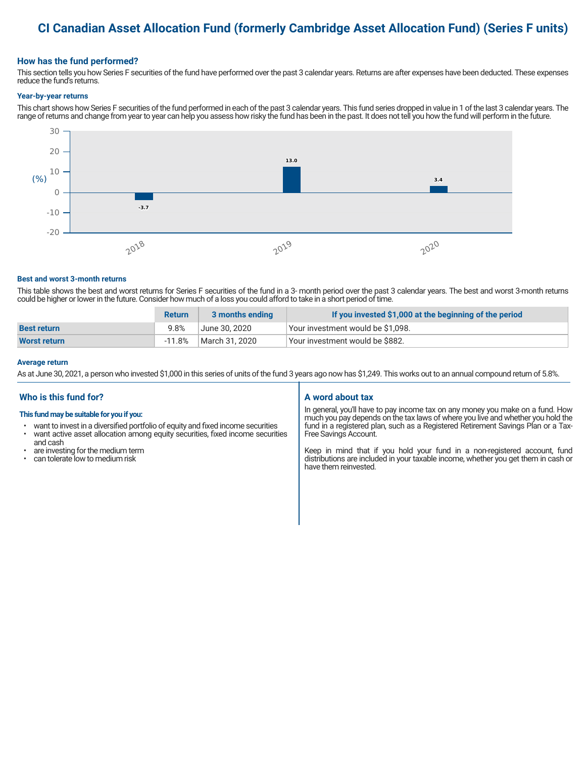# CI Canadian Asset Allocation Fund (formerly Cambridge Asset Allocation Fund) (Series F units)

## How has the fund performed?

This section tells you how Series F securities of the fund have performed over the past 3 calendar years. Returns are after expenses have been deducted. These expenses reduce the fund's returns.

### Year-by-year returns

This chart shows how Series F securities of the fund performed in each of the past 3 calendar years. This fund series dropped in value in 1 of the last 3 calendar years. The range of returns and change from year to year can help you assess how risky the fund has been in the past. It does not tell you how the fund will perform in the future.

| Year | Return (%) |
|---|---|
| 2018 | -3.7 |
| 2019 | 13.0 |
| 2020 | 3.4 |

### Best and worst 3-month returns

This table shows the best and worst returns for Series F securities of the fund in a 3- month period over the past 3 calendar years. The best and worst 3-month returns could be higher or lower in the future. Consider how much of a loss you could afford to take in a short period of time.

| | Return | 3 months ending | If you invested $1,000 at the beginning of the period |
|---|---|---|---|
| **Best return** | 9.8% | June 30, 2020 | Your investment would be $1,098. |
| **Worst return** | -11.8% | March 31, 2020 | Your investment would be $882. |

### Average return

As at June 30, 2021, a person who invested $1,000 in this series of units of the fund 3 years ago now has $1,249. This works out to an annual compound return of 5.8%.

## Who is this fund for?

**This fund may be suitable for you if you:**

- want to invest in a diversified portfolio of equity and fixed income securities
- want active asset allocation among equity securities, fixed income securities and cash
- are investing for the medium term
- can tolerate low to medium risk

## A word about tax

In general, you'll have to pay income tax on any money you make on a fund. How much you pay depends on the tax laws of where you live and whether you hold the fund in a registered plan, such as a Registered Retirement Savings Plan or a Tax-Free Savings Account.

Keep in mind that if you hold your fund in a non-registered account, fund distributions are included in your taxable income, whether you get them in cash or have them reinvested.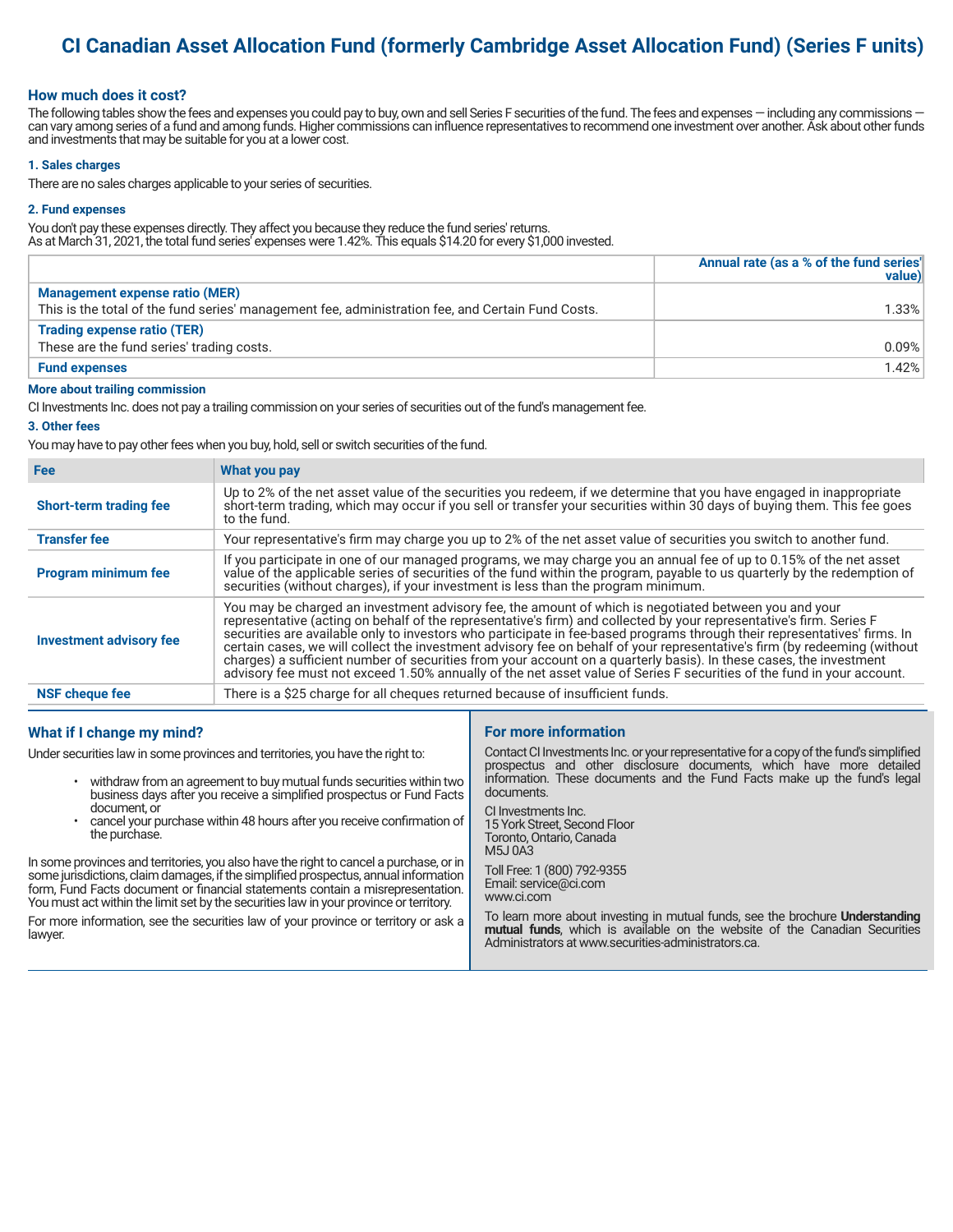# CI Canadian Asset Allocation Fund (formerly Cambridge Asset Allocation Fund) (Series F units)

## How much does it cost?

The following tables show the fees and expenses you could pay to buy, own and sell Series F securities of the fund. The fees and expenses — including any commissions — can vary among series of a fund and among funds. Higher commissions can influence representatives to recommend one investment over another. Ask about other funds and investments that may be suitable for you at a lower cost.

### 1. Sales charges

There are no sales charges applicable to your series of securities.

### 2. Fund expenses

You don't pay these expenses directly. They affect you because they reduce the fund series' returns.
As at March 31, 2021, the total fund series' expenses were 1.42%. This equals $14.20 for every $1,000 invested.

| | Annual rate (as a % of the fund series' value) |
|---|---|
| **Management expense ratio (MER)**<br>This is the total of the fund series' management fee, administration fee, and Certain Fund Costs. | 1.33% |
| **Trading expense ratio (TER)**<br>These are the fund series' trading costs. | 0.09% |
| **Fund expenses** | 1.42% |

#### More about trailing commission

CI Investments Inc. does not pay a trailing commission on your series of securities out of the fund's management fee.

### 3. Other fees

You may have to pay other fees when you buy, hold, sell or switch securities of the fund.

| Fee | What you pay |
|---|---|
| **Short-term trading fee** | Up to 2% of the net asset value of the securities you redeem, if we determine that you have engaged in inappropriate short-term trading, which may occur if you sell or transfer your securities within 30 days of buying them. This fee goes to the fund. |
| **Transfer fee** | Your representative's firm may charge you up to 2% of the net asset value of securities you switch to another fund. |
| **Program minimum fee** | If you participate in one of our managed programs, we may charge you an annual fee of up to 0.15% of the net asset value of the applicable series of securities of the fund within the program, payable to us quarterly by the redemption of securities (without charges), if your investment is less than the program minimum. |
| **Investment advisory fee** | You may be charged an investment advisory fee, the amount of which is negotiated between you and your representative (acting on behalf of the representative's firm) and collected by your representative's firm. Series F securities are available only to investors who participate in fee-based programs through their representatives' firms. In certain cases, we will collect the investment advisory fee on behalf of your representative's firm (by redeeming (without charges) a sufficient number of securities from your account on a quarterly basis). In these cases, the investment advisory fee must not exceed 1.50% annually of the net asset value of Series F securities of the fund in your account. |
| **NSF cheque fee** | There is a $25 charge for all cheques returned because of insufficient funds. |

## What if I change my mind?

Under securities law in some provinces and territories, you have the right to:

- withdraw from an agreement to buy mutual funds securities within two business days after you receive a simplified prospectus or Fund Facts document, or
- cancel your purchase within 48 hours after you receive confirmation of the purchase.

In some provinces and territories, you also have the right to cancel a purchase, or in some jurisdictions, claim damages, if the simplified prospectus, annual information form, Fund Facts document or financial statements contain a misrepresentation. You must act within the limit set by the securities law in your province or territory.

For more information, see the securities law of your province or territory or ask a lawyer.

## For more information

Contact CI Investments Inc. or your representative for a copy of the fund's simplified prospectus and other disclosure documents, which have more detailed information. These documents and the Fund Facts make up the fund's legal documents.

CI Investments Inc.
15 York Street, Second Floor
Toronto, Ontario, Canada
M5J 0A3

Toll Free: 1 (800) 792-9355
Email: service@ci.com
www.ci.com

To learn more about investing in mutual funds, see the brochure **Understanding mutual funds**, which is available on the website of the Canadian Securities Administrators at www.securities-administrators.ca.